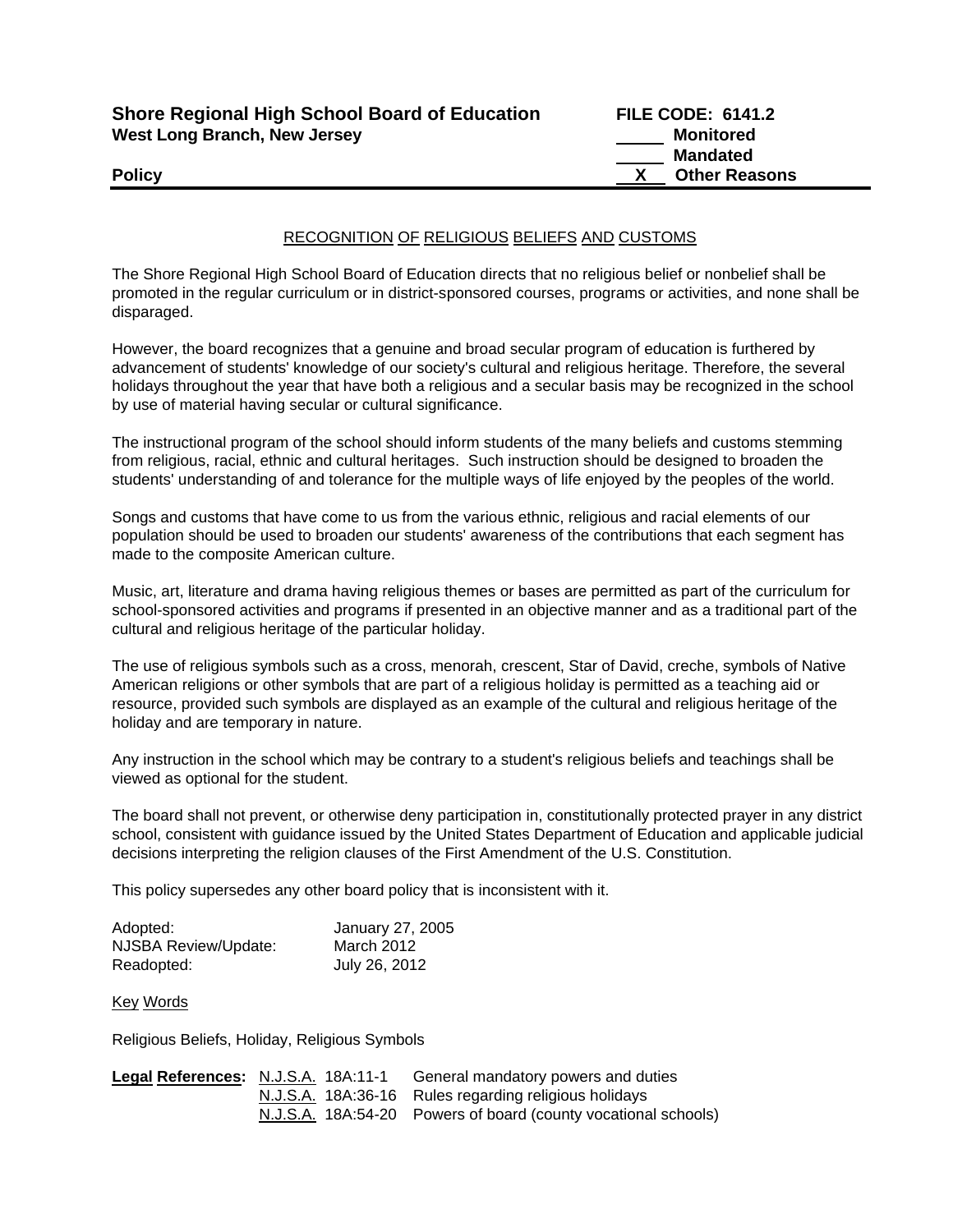**Shore Regional High School Board of Education** **FILE CODE: 6141.2**
**West Long Branch, New Jersey**

_____ **Monitored**
_____ **Mandated**
__X__ **Other Reasons**

**Policy**

# RECOGNITION OF RELIGIOUS BELIEFS AND CUSTOMS

The Shore Regional High School Board of Education directs that no religious belief or nonbelief shall be promoted in the regular curriculum or in district-sponsored courses, programs or activities, and none shall be disparaged.

However, the board recognizes that a genuine and broad secular program of education is furthered by advancement of students' knowledge of our society's cultural and religious heritage. Therefore, the several holidays throughout the year that have both a religious and a secular basis may be recognized in the school by use of material having secular or cultural significance.

The instructional program of the school should inform students of the many beliefs and customs stemming from religious, racial, ethnic and cultural heritages. Such instruction should be designed to broaden the students' understanding of and tolerance for the multiple ways of life enjoyed by the peoples of the world.

Songs and customs that have come to us from the various ethnic, religious and racial elements of our population should be used to broaden our students' awareness of the contributions that each segment has made to the composite American culture.

Music, art, literature and drama having religious themes or bases are permitted as part of the curriculum for school-sponsored activities and programs if presented in an objective manner and as a traditional part of the cultural and religious heritage of the particular holiday.

The use of religious symbols such as a cross, menorah, crescent, Star of David, creche, symbols of Native American religions or other symbols that are part of a religious holiday is permitted as a teaching aid or resource, provided such symbols are displayed as an example of the cultural and religious heritage of the holiday and are temporary in nature.

Any instruction in the school which may be contrary to a student's religious beliefs and teachings shall be viewed as optional for the student.

The board shall not prevent, or otherwise deny participation in, constitutionally protected prayer in any district school, consistent with guidance issued by the United States Department of Education and applicable judicial decisions interpreting the religion clauses of the First Amendment of the U.S. Constitution.

This policy supersedes any other board policy that is inconsistent with it.

| | |
|---|---|
| Adopted: | January 27, 2005 |
| NJSBA Review/Update: | March 2012 |
| Readopted: | July 26, 2012 |

Key Words

Religious Beliefs, Holiday, Religious Symbols

| **Legal References:** | | |
|---|---|---|
| | N.J.S.A. 18A:11-1 | General mandatory powers and duties |
| | N.J.S.A. 18A:36-16 | Rules regarding religious holidays |
| | N.J.S.A. 18A:54-20 | Powers of board (county vocational schools) |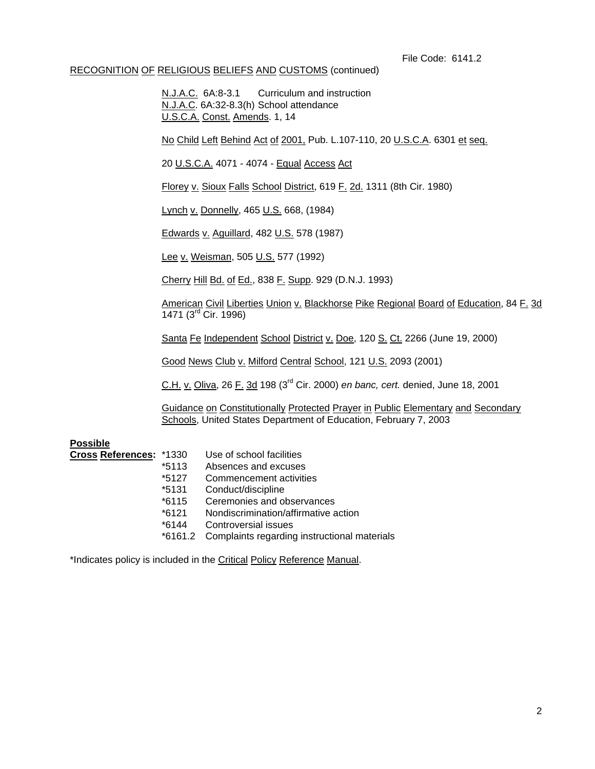File Code: 6141.2

RECOGNITION OF RELIGIOUS BELIEFS AND CUSTOMS (continued)

N.J.A.C. 6A:8-3.1 Curriculum and instruction
N.J.A.C. 6A:32-8.3(h) School attendance
U.S.C.A. Const. Amends. 1, 14

No Child Left Behind Act of 2001, Pub. L.107-110, 20 U.S.C.A. 6301 et seq.

20 U.S.C.A. 4071 - 4074 - Equal Access Act

Florey v. Sioux Falls School District, 619 F. 2d. 1311 (8th Cir. 1980)

Lynch v. Donnelly, 465 U.S. 668, (1984)

Edwards v. Aguillard, 482 U.S. 578 (1987)

Lee v. Weisman, 505 U.S. 577 (1992)

Cherry Hill Bd. of Ed., 838 F. Supp. 929 (D.N.J. 1993)

American Civil Liberties Union v. Blackhorse Pike Regional Board of Education, 84 F. 3d 1471 (3rd Cir. 1996)

Santa Fe Independent School District v. Doe, 120 S. Ct. 2266 (June 19, 2000)

Good News Club v. Milford Central School, 121 U.S. 2093 (2001)

C.H. v. Oliva, 26 F. 3d 198 (3rd Cir. 2000) *en banc, cert.* denied, June 18, 2001

Guidance on Constitutionally Protected Prayer in Public Elementary and Secondary Schools, United States Department of Education, February 7, 2003

**Possible Cross References:**

*1330 Use of school facilities
*5113 Absences and excuses
*5127 Commencement activities
*5131 Conduct/discipline
*6115 Ceremonies and observances
*6121 Nondiscrimination/affirmative action
*6144 Controversial issues
*6161.2 Complaints regarding instructional materials

*Indicates policy is included in the Critical Policy Reference Manual.